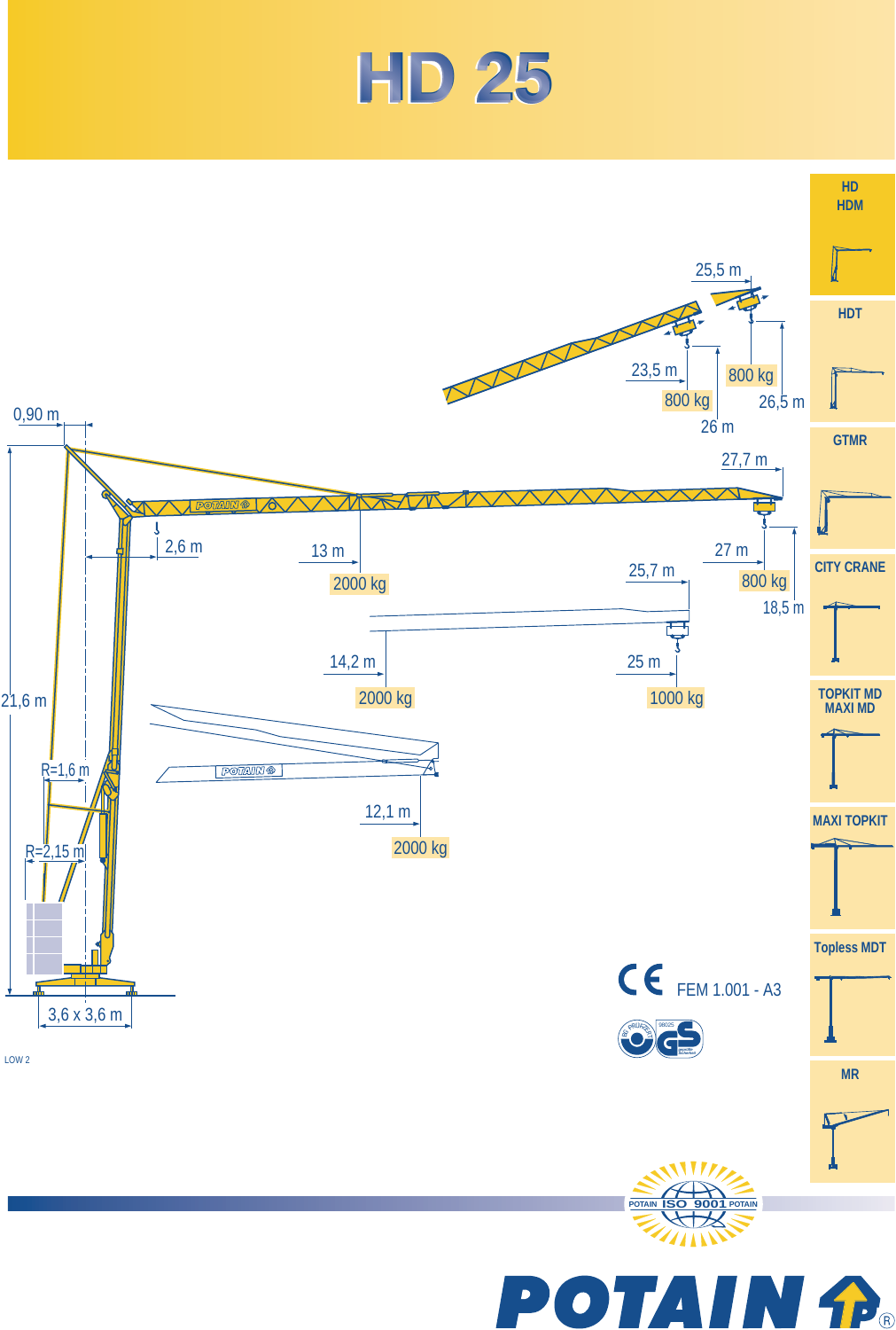# HD 25

25,5 m

23,5 m

800 kg

800 kg

26,5 m

26 m

0,90 m

27,7 m

2,6 m

13 m

27 m

2000 kg

25,7 m

800 kg

18,5 m

21,6 m

14,2 m

25 m

2000 kg

1000 kg

R=1,6 m

12,1 m

2000 kg

R=2,15 m

3,6 x 3,6 m

LOW 2

FEM 1.001 - A3

- HD HDM
- HDT
- GTMR
- CITY CRANE
- TOPKIT MD MAXI MD
- MAXI TOPKIT
- Topless MDT
- MR

POTAIN ISO 9001 POTAIN

POTAIN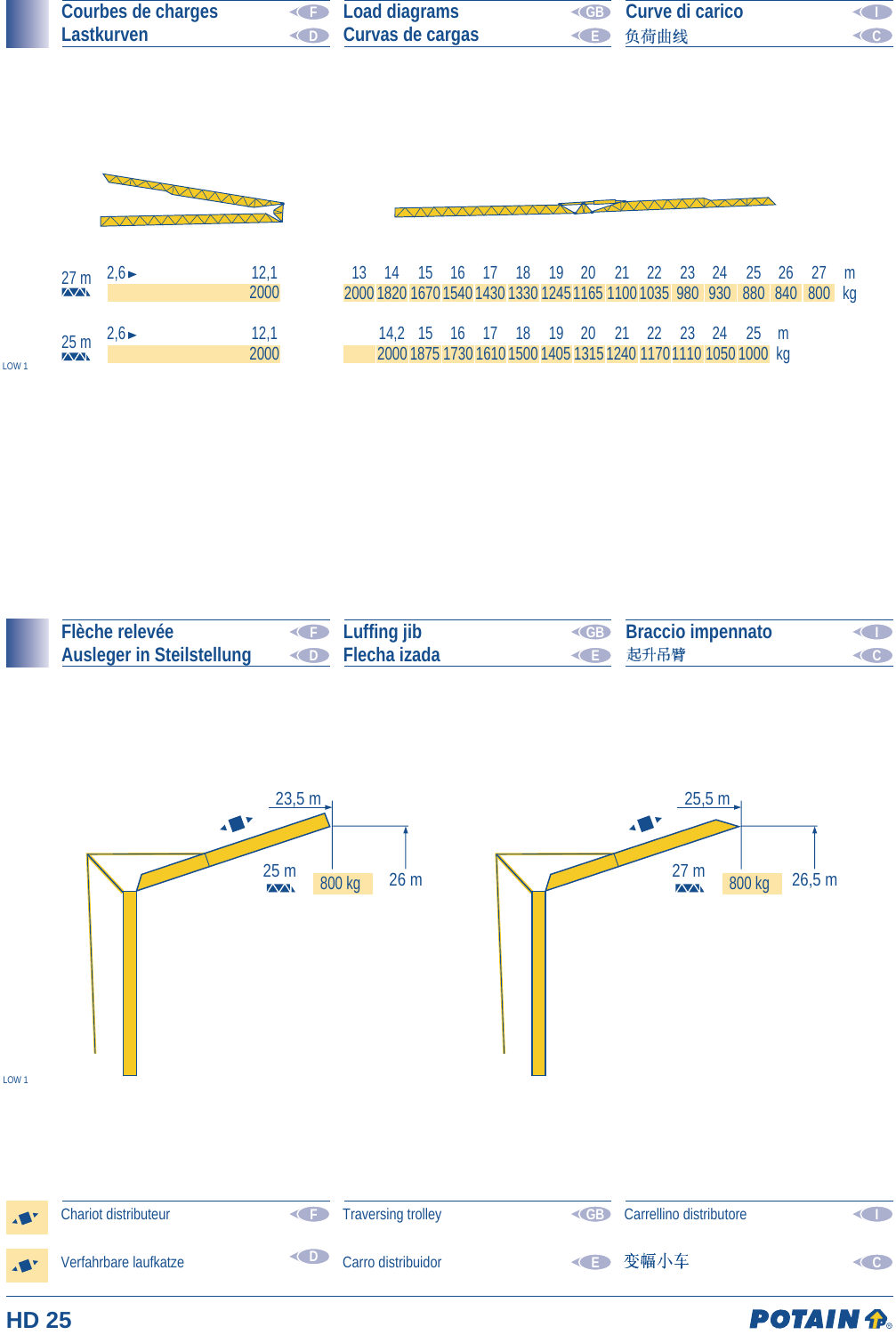## Courbes de charges / Lastkurven / Load diagrams / Curvas de cargas / Curve di carico / 负荷曲线

| 27 m | 2,6 ► 12,1 | 13 | 14 | 15 | 16 | 17 | 18 | 19 | 20 | 21 | 22 | 23 | 24 | 25 | 26 | 27 | m |
|---|---|---|---|---|---|---|---|---|---|---|---|---|---|---|---|---|---|
| | 2000 | 2000 | 1820 | 1670 | 1540 | 1430 | 1330 | 1245 | 1165 | 1100 | 1035 | 980 | 930 | 880 | 840 | 800 | kg |

| 25 m | 2,6 ► 12,1 | | 14,2 | 15 | 16 | 17 | 18 | 19 | 20 | 21 | 22 | 23 | 24 | 25 | m |
|---|---|---|---|---|---|---|---|---|---|---|---|---|---|---|---|
| | 2000 | | 2000 | 1875 | 1730 | 1610 | 1500 | 1405 | 1315 | 1240 | 1170 | 1110 | 1050 | 1000 | kg |

LOW 1

## Flèche relevée / Ausleger in Steilstellung / Luffing jib / Flecha izada / Braccio impennato / 起升吊臂

| Jib | Radius | Load | Height |
|---|---|---|---|
| 25 m | 23,5 m | 800 kg | 26 m |
| 27 m | 25,5 m | 800 kg | 26,5 m |

LOW 1

Chariot distributeur / Verfahrbare laufkatze / Traversing trolley / Carro distribuidor / Carrellino distributore / 变幅小车

HD 25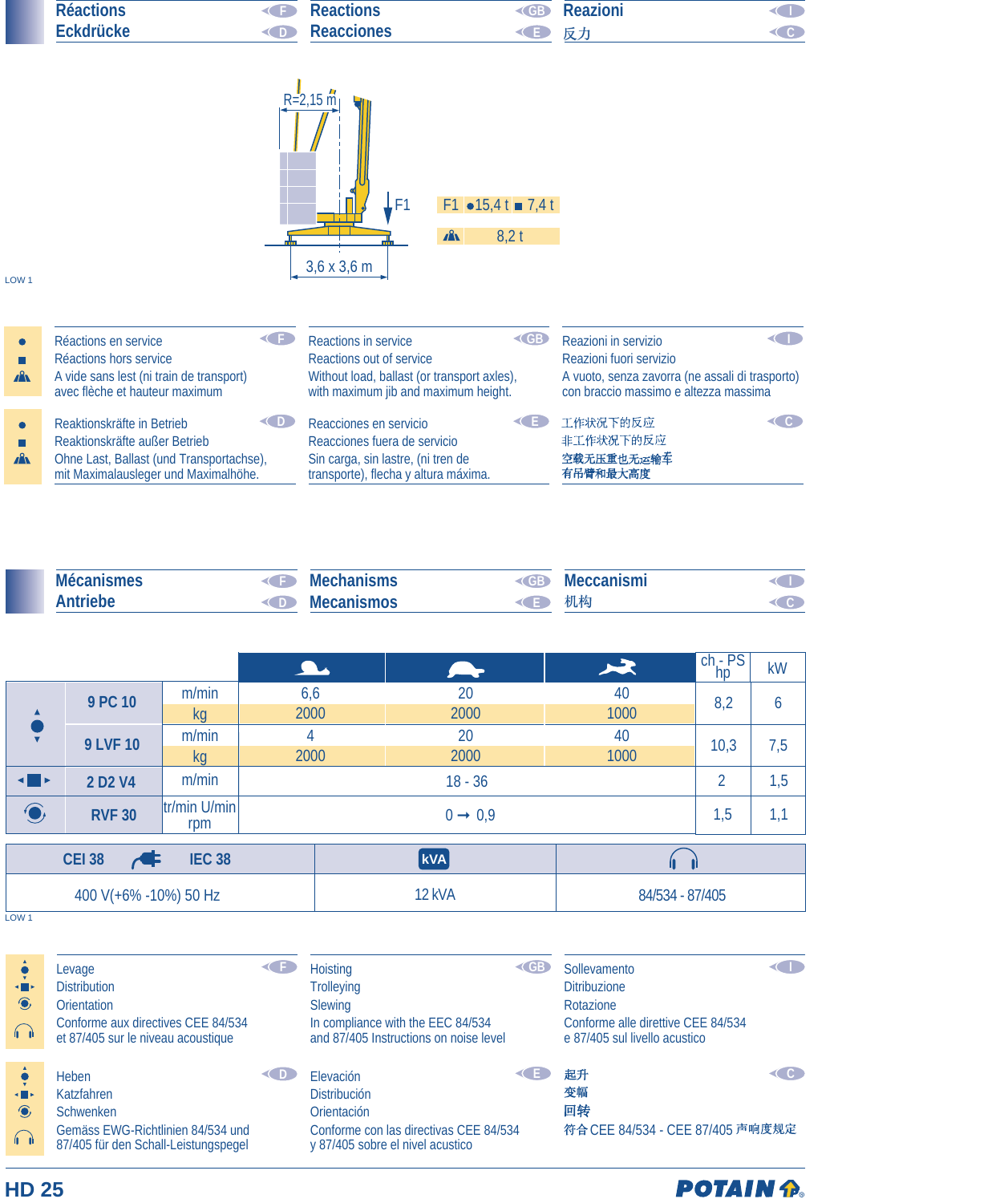## Réactions / Eckdrücke (F, D) — Reactions / Reacciones (GB, E) — Reazioni / 反力 (I, C)

R=2,15 m

F1

3,6 x 3,6 m

| F1 | ● 15,4 t | ■ 7,4 t |
|---|---|---|
| ⛰ | 8,2 t | |

LOW 1

**F**
● Réactions en service
■ Réactions hors service
⛰ A vide sans lest (ni train de transport) avec flèche et hauteur maximum

**GB**
● Reactions in service
■ Reactions out of service
⛰ Without load, ballast (or transport axles), with maximum jib and maximum height.

**I**
● Reazioni in servizio
■ Reazioni fuori servizio
⛰ A vuoto, senza zavorra (ne assali di trasporto) con braccio massimo e altezza massima

**D**
● Reaktionskräfte in Betrieb
■ Reaktionskräfte außer Betrieb
⛰ Ohne Last, Ballast (und Transportachse), mit Maximalausleger und Maximalhöhe.

**E**
● Reacciones en servicio
■ Reacciones fuera de servicio
⛰ Sin carga, sin lastre, (ni tren de transporte), flecha y altura máxima.

**C**
● 工作状况下的反应
■ 非工作状况下的反应
⛰ 空载无压重也无运输车有吊臂和最大高度

## Mécanismes / Antriebe (F, D) — Mechanisms / Mecanismos (GB, E) — Meccanismi / 机构 (I, C)

| | | | Slow | Medium | Fast | ch - PS hp | kW |
|---|---|---|---|---|---|---|---|
| ● (Hoisting) | 9 PC 10 | m/min | 6,6 | 20 | 40 | 8,2 | 6 |
| | | kg | 2000 | 2000 | 1000 | | |
| | 9 LVF 10 | m/min | 4 | 20 | 40 | 10,3 | 7,5 |
| | | kg | 2000 | 2000 | 1000 | | |
| ■ (Trolleying) | 2 D2 V4 | m/min | 18 - 36 | | | 2 | 1,5 |
| ⟳ (Slewing) | RVF 30 | tr/min U/min rpm | 0 → 0,9 | | | 1,5 | 1,1 |

| CEI 38 / IEC 38 | kVA | 🎧 |
|---|---|---|
| 400 V(+6% -10%) 50 Hz | 12 kVA | 84/534 - 87/405 |

LOW 1

**F**
Levage
Distribution
Orientation
Conforme aux directives CEE 84/534 et 87/405 sur le niveau acoustique

**GB**
Hoisting
Trolleying
Slewing
In compliance with the EEC 84/534 and 87/405 Instructions on noise level

**I**
Sollevamento
Ditribuzione
Rotazione
Conforme alle direttive CEE 84/534 e 87/405 sul livello acustico

**D**
Heben
Katzfahren
Schwenken
Gemäss EWG-Richtlinien 84/534 und 87/405 für den Schall-Leistungspegel

**E**
Elevación
Distribución
Orientación
Conforme con las directivas CEE 84/534 y 87/405 sobre el nivel acustico

**C**
起升
变幅
回转
符合 CEE 84/534 - CEE 87/405 声响度规定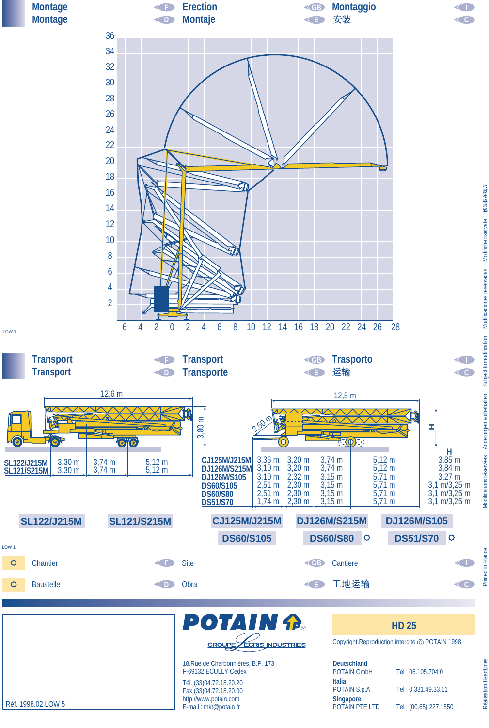## Montage / Montage / Erection / Montaje / Montaggio / 安装

36
34
32
30
28
26
24
22
20
18
16
14
12
10
8
6
4
2

6 4 2 0 2 4 6 8 10 12 14 16 18 20 22 24 26 28

LOW 1

## Transport / Transport / Transport / Transporte / Trasporto / 运输

12,6 m

3,80 m

| | | | |
|---|---|---|---|
| SL122/J215M | 3,30 m | 3,74 m | 5,12 m |
| SL121/S215M | 3,30 m | 3,74 m | 5,12 m |

12,5 m

2,50 m

H

| | | | | | H |
|---|---|---|---|---|---|
| CJ125M/J215M | 3,36 m | 3,20 m | 3,74 m | 5,12 m | 3,85 m |
| DJ126M/S215M | 3,10 m | 3,20 m | 3,74 m | 5,12 m | 3,84 m |
| DJ126M/S105 | 3,10 m | 2,32 m | 3,15 m | 5,71 m | 3,27 m |
| DS60/S105 | 2,51 m | 2,30 m | 3,15 m | 5,71 m | 3,1 m/3,25 m |
| DS60/S80 | 2,51 m | 2,30 m | 3,15 m | 5,71 m | 3,1 m/3,25 m |
| DS51/S70 | 1,74 m | 2,30 m | 3,15 m | 5,71 m | 3,1 m/3,25 m |

SL122/J215M | SL121/S215M | CJ125M/J215M | DJ126M/S215M | DJ126M/S105

DS60/S105 | DS60/S80 O | DS51/S70 O

LOW 1

O Chantier — Site — Cantiere

O Baustelle — Obra — 工地运输

Réf. 1998.02 LOW 5

**POTAIN**

GROUPE LEGRIS INDUSTRIES

18.Rue de Charbonnières, B.P. 173
F-69132 ECULLY Cedex

Tél. (33)04.72.18.20.20
Fax (33)04.72.18.20.00
http://www.potain.com
E-mail : mkt@potain.fr

**HD 25**

Copyright.Reproduction interdite © POTAIN 1998

**Deutschland**
POTAIN GmbH — Tel : 06.105.704.0

**Italia**
POTAIN S.p.A. — Tel : 0.331.49.33.11

**Singapore**
POTAIN PTE LTD — Tel : (00.65) 227.1550

Modifications réservées · Änderungen vorbehalten · Subject to modification · Modificaciones reservadas · Modifiche riservate · 修改权在我方

Printed in France

Réalisation HeadLines